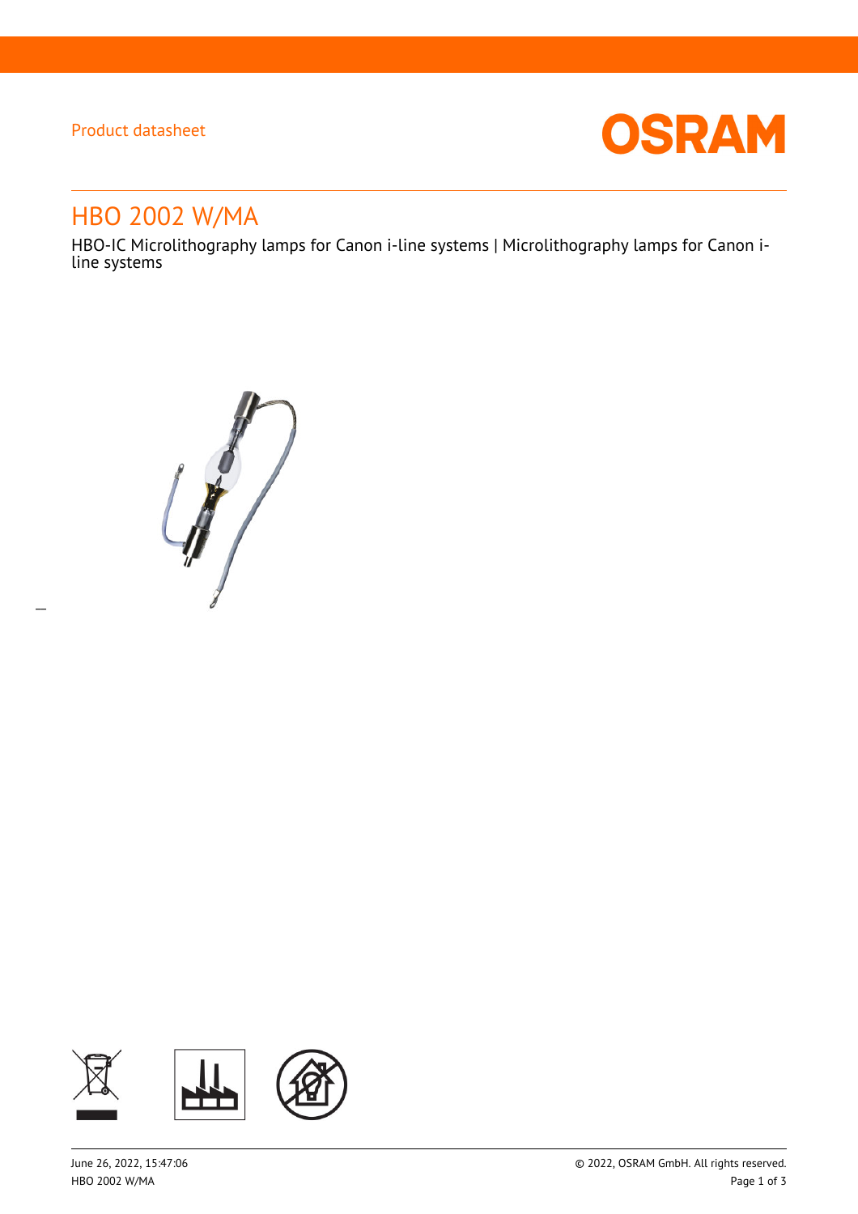Product datasheet

# HBO 2002 W/MA

HBO-IC Microlithography lamps for Canon i-line systems | Microlithography lamps for Canon i-line systems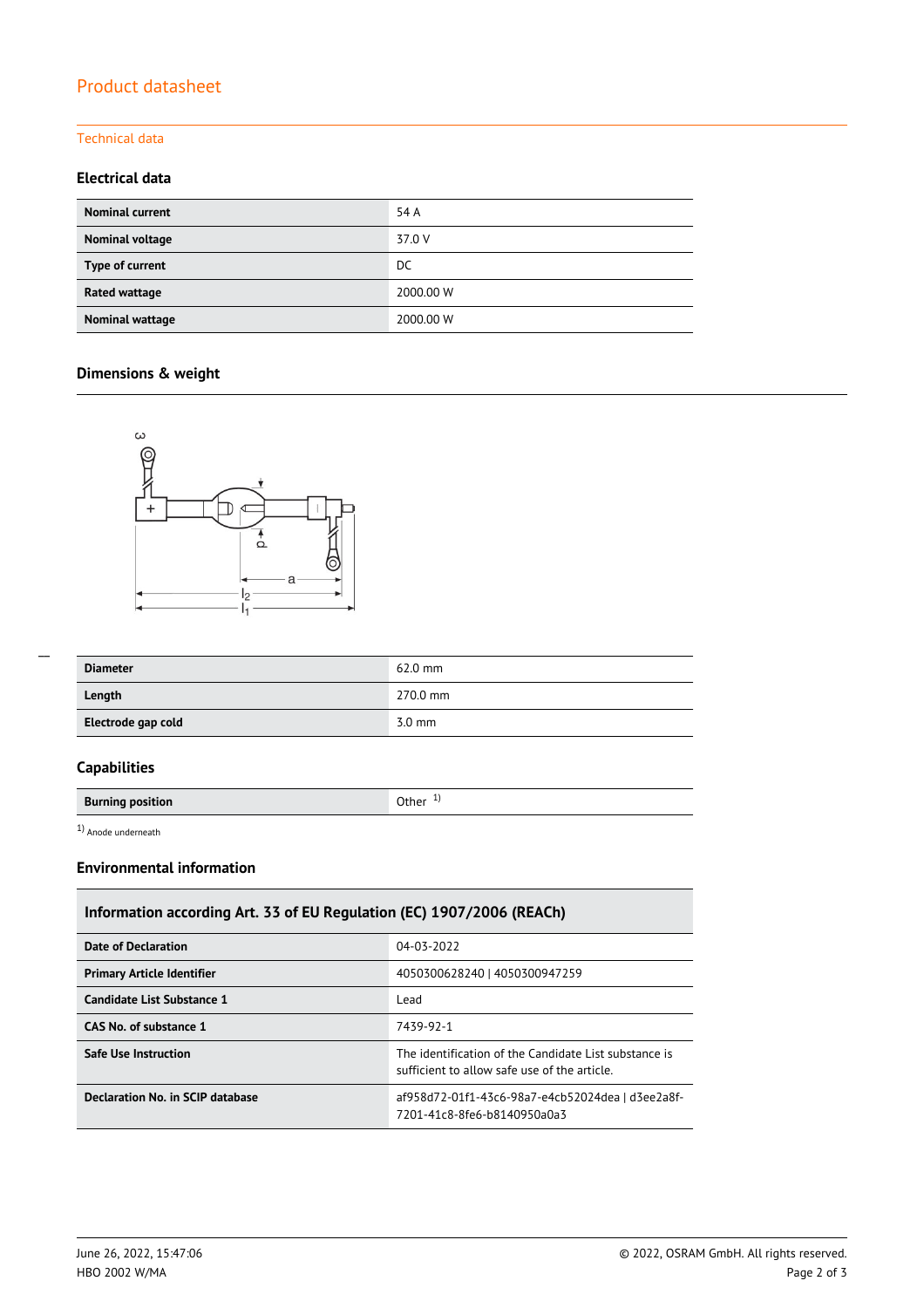## Product datasheet

Technical data

### Electrical data

| | |
|---|---|
| **Nominal current** | 54 A |
| **Nominal voltage** | 37.0 V |
| **Type of current** | DC |
| **Rated wattage** | 2000.00 W |
| **Nominal wattage** | 2000.00 W |

### Dimensions & weight

| | |
|---|---|
| **Diameter** | 62.0 mm |
| **Length** | 270.0 mm |
| **Electrode gap cold** | 3.0 mm |

### Capabilities

| | |
|---|---|
| **Burning position** | Other [1] |

[1] Anode underneath

### Environmental information

| Information according Art. 33 of EU Regulation (EC) 1907/2006 (REACh) | |
|---|---|
| **Date of Declaration** | 04-03-2022 |
| **Primary Article Identifier** | 4050300628240 \| 4050300947259 |
| **Candidate List Substance 1** | Lead |
| **CAS No. of substance 1** | 7439-92-1 |
| **Safe Use Instruction** | The identification of the Candidate List substance is sufficient to allow safe use of the article. |
| **Declaration No. in SCIP database** | af958d72-01f1-43c6-98a7-e4cb52024dea \| d3ee2a8f-7201-41c8-8fe6-b8140950a0a3 |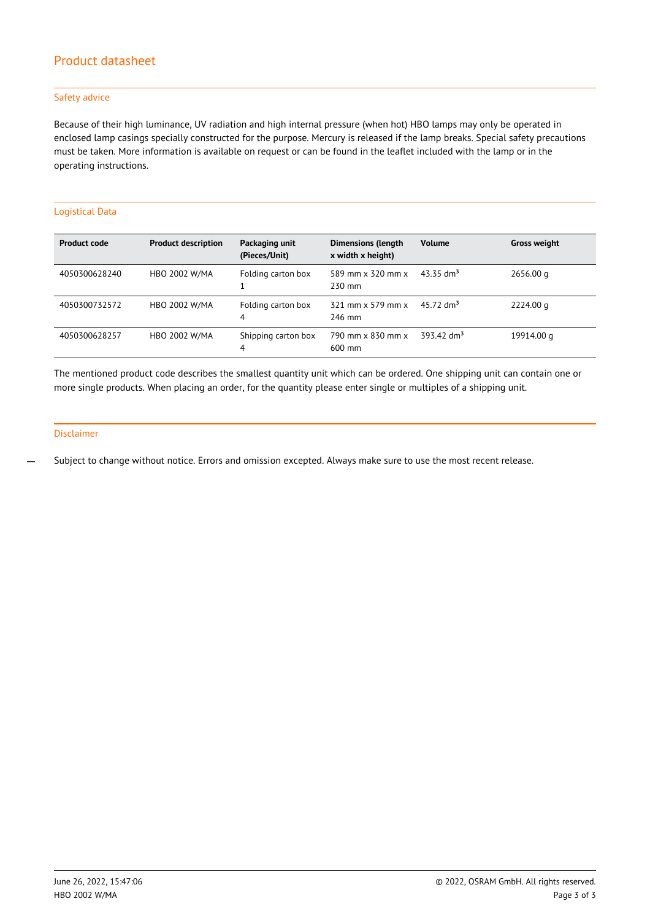# Product datasheet

## Safety advice

Because of their high luminance, UV radiation and high internal pressure (when hot) HBO lamps may only be operated in enclosed lamp casings specially constructed for the purpose. Mercury is released if the lamp breaks. Special safety precautions must be taken. More information is available on request or can be found in the leaflet included with the lamp or in the operating instructions.

## Logistical Data

| Product code | Product description | Packaging unit (Pieces/Unit) | Dimensions (length x width x height) | Volume | Gross weight |
| --- | --- | --- | --- | --- | --- |
| 4050300628240 | HBO 2002 W/MA | Folding carton box 1 | 589 mm x 320 mm x 230 mm | 43.35 $dm^3$ | 2656.00 g |
| 4050300732572 | HBO 2002 W/MA | Folding carton box 4 | 321 mm x 579 mm x 246 mm | 45.72 $dm^3$ | 2224.00 g |
| 4050300628257 | HBO 2002 W/MA | Shipping carton box 4 | 790 mm x 830 mm x 600 mm | 393.42 $dm^3$ | 19914.00 g |

The mentioned product code describes the smallest quantity unit which can be ordered. One shipping unit can contain one or more single products. When placing an order, for the quantity please enter single or multiples of a shipping unit.

## Disclaimer

— Subject to change without notice. Errors and omission excepted. Always make sure to use the most recent release.